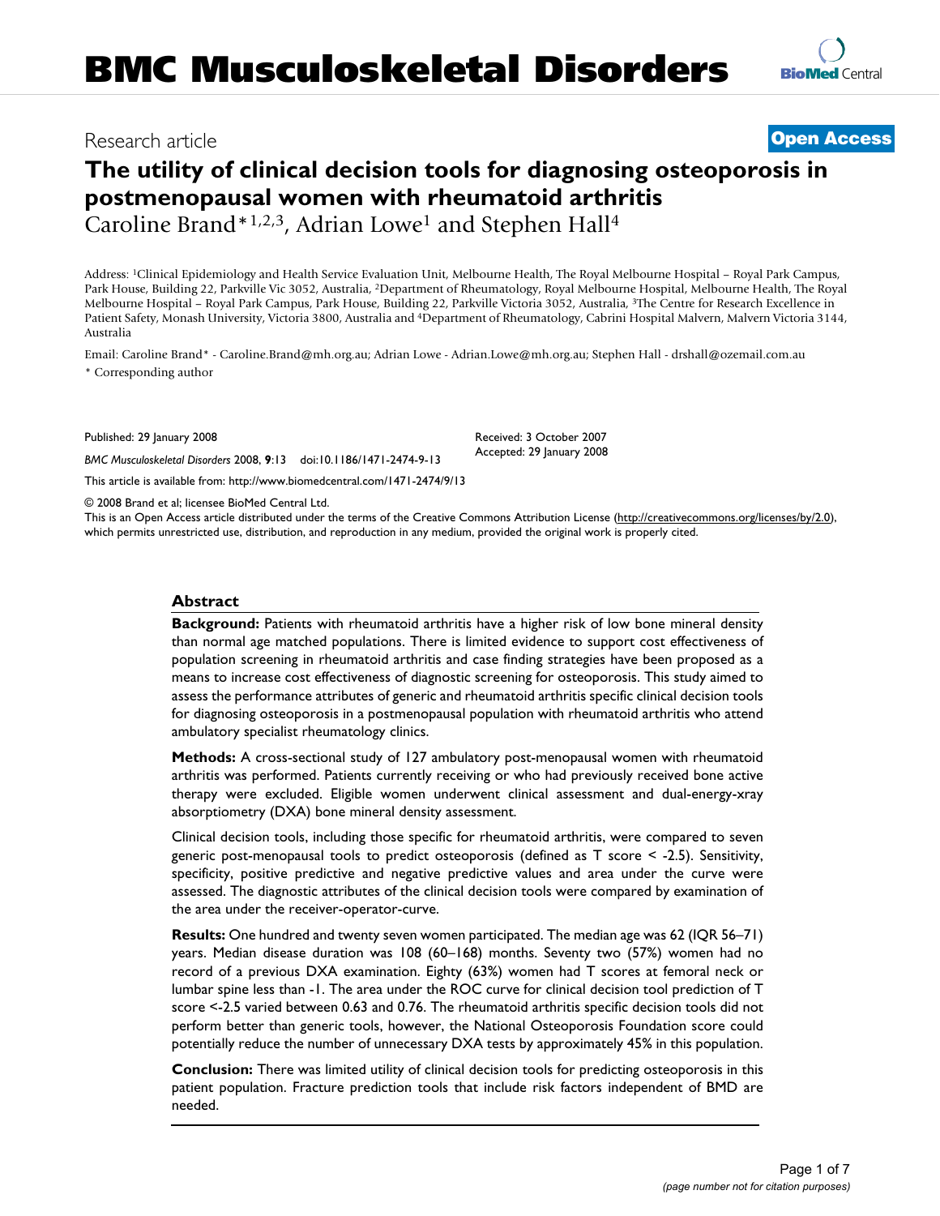Research article

**Open Access**

# The utility of clinical decision tools for diagnosing osteoporosis in postmenopausal women with rheumatoid arthritis

Caroline Brand*[1,2,3], Adrian Lowe[1] and Stephen Hall[4]

Address: [1]Clinical Epidemiology and Health Service Evaluation Unit, Melbourne Health, The Royal Melbourne Hospital – Royal Park Campus, Park House, Building 22, Parkville Vic 3052, Australia, [2]Department of Rheumatology, Royal Melbourne Hospital, Melbourne Health, The Royal Melbourne Hospital – Royal Park Campus, Park House, Building 22, Parkville Victoria 3052, Australia, [3]The Centre for Research Excellence in Patient Safety, Monash University, Victoria 3800, Australia and [4]Department of Rheumatology, Cabrini Hospital Malvern, Malvern Victoria 3144, Australia

Email: Caroline Brand* - Caroline.Brand@mh.org.au; Adrian Lowe - Adrian.Lowe@mh.org.au; Stephen Hall - drshall@ozemail.com.au

\* Corresponding author

Published: 29 January 2008

*BMC Musculoskeletal Disorders* 2008, **9**:13 doi:10.1186/1471-2474-9-13

Received: 3 October 2007
Accepted: 29 January 2008

This article is available from: http://www.biomedcentral.com/1471-2474/9/13

© 2008 Brand et al; licensee BioMed Central Ltd.

This is an Open Access article distributed under the terms of the Creative Commons Attribution License (http://creativecommons.org/licenses/by/2.0), which permits unrestricted use, distribution, and reproduction in any medium, provided the original work is properly cited.

## Abstract

**Background:** Patients with rheumatoid arthritis have a higher risk of low bone mineral density than normal age matched populations. There is limited evidence to support cost effectiveness of population screening in rheumatoid arthritis and case finding strategies have been proposed as a means to increase cost effectiveness of diagnostic screening for osteoporosis. This study aimed to assess the performance attributes of generic and rheumatoid arthritis specific clinical decision tools for diagnosing osteoporosis in a postmenopausal population with rheumatoid arthritis who attend ambulatory specialist rheumatology clinics.

**Methods:** A cross-sectional study of 127 ambulatory post-menopausal women with rheumatoid arthritis was performed. Patients currently receiving or who had previously received bone active therapy were excluded. Eligible women underwent clinical assessment and dual-energy-xray absorptiometry (DXA) bone mineral density assessment.

Clinical decision tools, including those specific for rheumatoid arthritis, were compared to seven generic post-menopausal tools to predict osteoporosis (defined as T score < -2.5). Sensitivity, specificity, positive predictive and negative predictive values and area under the curve were assessed. The diagnostic attributes of the clinical decision tools were compared by examination of the area under the receiver-operator-curve.

**Results:** One hundred and twenty seven women participated. The median age was 62 (IQR 56–71) years. Median disease duration was 108 (60–168) months. Seventy two (57%) women had no record of a previous DXA examination. Eighty (63%) women had T scores at femoral neck or lumbar spine less than -1. The area under the ROC curve for clinical decision tool prediction of T score <-2.5 varied between 0.63 and 0.76. The rheumatoid arthritis specific decision tools did not perform better than generic tools, however, the National Osteoporosis Foundation score could potentially reduce the number of unnecessary DXA tests by approximately 45% in this population.

**Conclusion:** There was limited utility of clinical decision tools for predicting osteoporosis in this patient population. Fracture prediction tools that include risk factors independent of BMD are needed.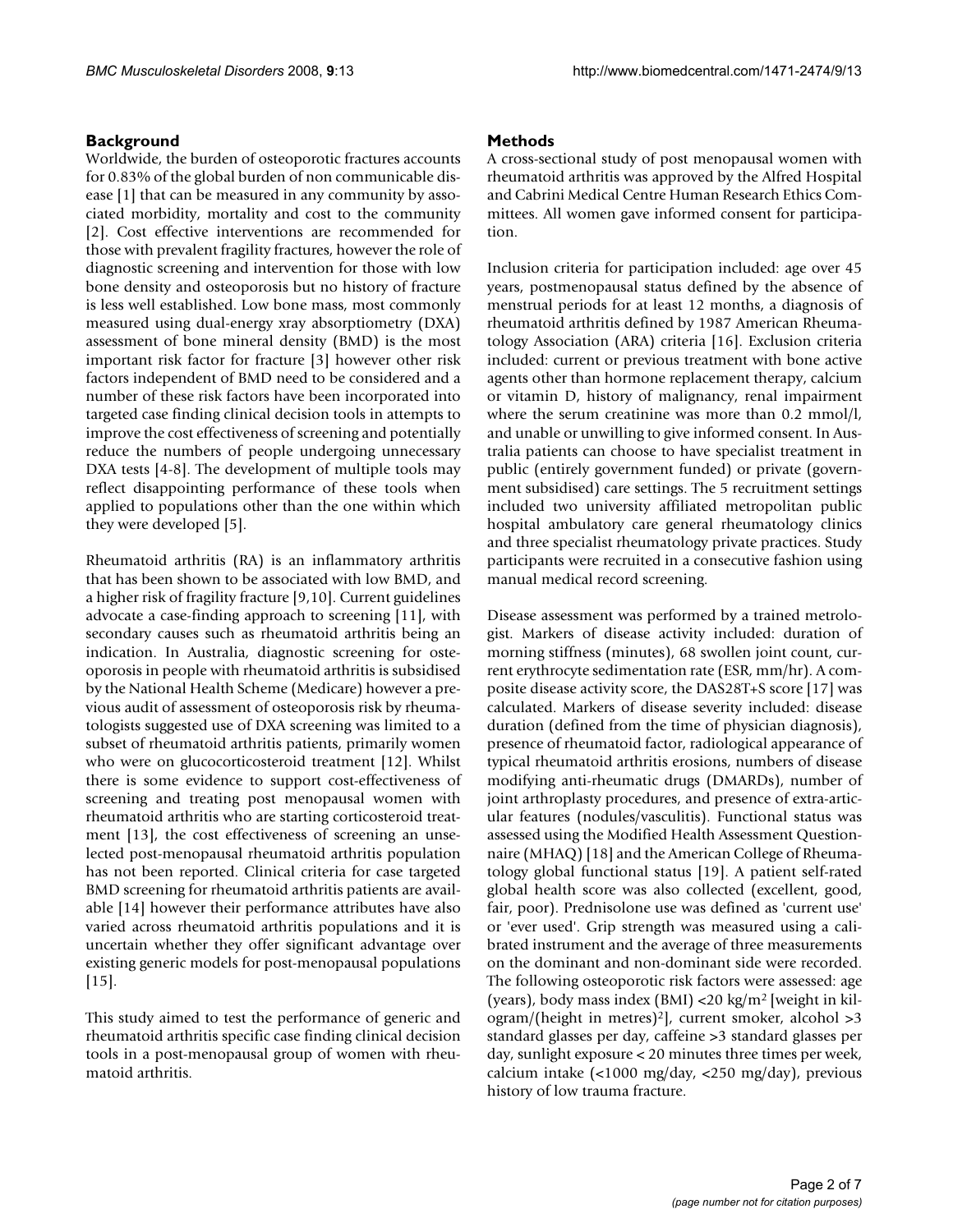## Background

Worldwide, the burden of osteoporotic fractures accounts for 0.83% of the global burden of non communicable disease [1] that can be measured in any community by associated morbidity, mortality and cost to the community [2]. Cost effective interventions are recommended for those with prevalent fragility fractures, however the role of diagnostic screening and intervention for those with low bone density and osteoporosis but no history of fracture is less well established. Low bone mass, most commonly measured using dual-energy xray absorptiometry (DXA) assessment of bone mineral density (BMD) is the most important risk factor for fracture [3] however other risk factors independent of BMD need to be considered and a number of these risk factors have been incorporated into targeted case finding clinical decision tools in attempts to improve the cost effectiveness of screening and potentially reduce the numbers of people undergoing unnecessary DXA tests [4-8]. The development of multiple tools may reflect disappointing performance of these tools when applied to populations other than the one within which they were developed [5].

Rheumatoid arthritis (RA) is an inflammatory arthritis that has been shown to be associated with low BMD, and a higher risk of fragility fracture [9,10]. Current guidelines advocate a case-finding approach to screening [11], with secondary causes such as rheumatoid arthritis being an indication. In Australia, diagnostic screening for osteoporosis in people with rheumatoid arthritis is subsidised by the National Health Scheme (Medicare) however a previous audit of assessment of osteoporosis risk by rheumatologists suggested use of DXA screening was limited to a subset of rheumatoid arthritis patients, primarily women who were on glucocorticosteroid treatment [12]. Whilst there is some evidence to support cost-effectiveness of screening and treating post menopausal women with rheumatoid arthritis who are starting corticosteroid treatment [13], the cost effectiveness of screening an unselected post-menopausal rheumatoid arthritis population has not been reported. Clinical criteria for case targeted BMD screening for rheumatoid arthritis patients are available [14] however their performance attributes have also varied across rheumatoid arthritis populations and it is uncertain whether they offer significant advantage over existing generic models for post-menopausal populations [15].

This study aimed to test the performance of generic and rheumatoid arthritis specific case finding clinical decision tools in a post-menopausal group of women with rheumatoid arthritis.

## Methods

A cross-sectional study of post menopausal women with rheumatoid arthritis was approved by the Alfred Hospital and Cabrini Medical Centre Human Research Ethics Committees. All women gave informed consent for participation.

Inclusion criteria for participation included: age over 45 years, postmenopausal status defined by the absence of menstrual periods for at least 12 months, a diagnosis of rheumatoid arthritis defined by 1987 American Rheumatology Association (ARA) criteria [16]. Exclusion criteria included: current or previous treatment with bone active agents other than hormone replacement therapy, calcium or vitamin D, history of malignancy, renal impairment where the serum creatinine was more than 0.2 mmol/l, and unable or unwilling to give informed consent. In Australia patients can choose to have specialist treatment in public (entirely government funded) or private (government subsidised) care settings. The 5 recruitment settings included two university affiliated metropolitan public hospital ambulatory care general rheumatology clinics and three specialist rheumatology private practices. Study participants were recruited in a consecutive fashion using manual medical record screening.

Disease assessment was performed by a trained metrologist. Markers of disease activity included: duration of morning stiffness (minutes), 68 swollen joint count, current erythrocyte sedimentation rate (ESR, mm/hr). A composite disease activity score, the DAS28T+S score [17] was calculated. Markers of disease severity included: disease duration (defined from the time of physician diagnosis), presence of rheumatoid factor, radiological appearance of typical rheumatoid arthritis erosions, numbers of disease modifying anti-rheumatic drugs (DMARDs), number of joint arthroplasty procedures, and presence of extra-articular features (nodules/vasculitis). Functional status was assessed using the Modified Health Assessment Questionnaire (MHAQ) [18] and the American College of Rheumatology global functional status [19]. A patient self-rated global health score was also collected (excellent, good, fair, poor). Prednisolone use was defined as 'current use' or 'ever used'. Grip strength was measured using a calibrated instrument and the average of three measurements on the dominant and non-dominant side were recorded. The following osteoporotic risk factors were assessed: age (years), body mass index (BMI) <20 kg/m$^2$ [weight in kilogram/(height in metres)$^2$], current smoker, alcohol >3 standard glasses per day, caffeine >3 standard glasses per day, sunlight exposure < 20 minutes three times per week, calcium intake (<1000 mg/day, <250 mg/day), previous history of low trauma fracture.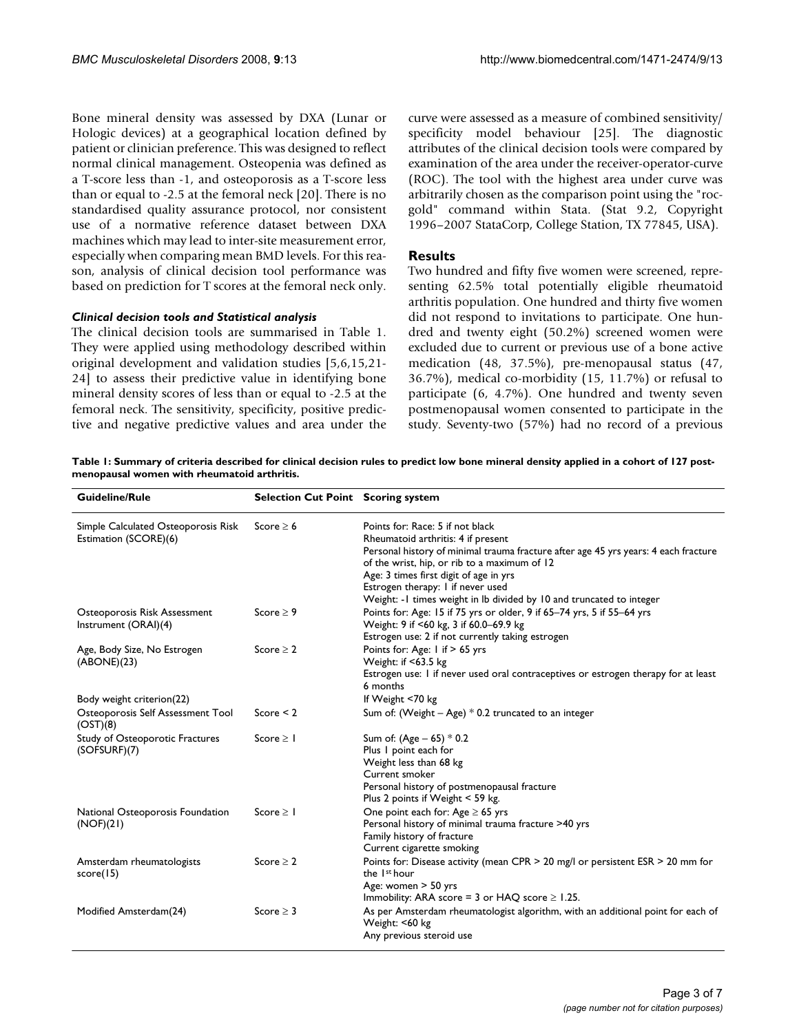Bone mineral density was assessed by DXA (Lunar or Hologic devices) at a geographical location defined by patient or clinician preference. This was designed to reflect normal clinical management. Osteopenia was defined as a T-score less than -1, and osteoporosis as a T-score less than or equal to -2.5 at the femoral neck [20]. There is no standardised quality assurance protocol, nor consistent use of a normative reference dataset between DXA machines which may lead to inter-site measurement error, especially when comparing mean BMD levels. For this reason, analysis of clinical decision tool performance was based on prediction for T scores at the femoral neck only.

### *Clinical decision tools and Statistical analysis*

The clinical decision tools are summarised in Table 1. They were applied using methodology described within original development and validation studies [5,6,15,21-24] to assess their predictive value in identifying bone mineral density scores of less than or equal to -2.5 at the femoral neck. The sensitivity, specificity, positive predictive and negative predictive values and area under the curve were assessed as a measure of combined sensitivity/specificity model behaviour [25]. The diagnostic attributes of the clinical decision tools were compared by examination of the area under the receiver-operator-curve (ROC). The tool with the highest area under curve was arbitrarily chosen as the comparison point using the "rocgold" command within Stata. (Stat 9.2, Copyright 1996–2007 StataCorp, College Station, TX 77845, USA).

## Results

Two hundred and fifty five women were screened, representing 62.5% total potentially eligible rheumatoid arthritis population. One hundred and thirty five women did not respond to invitations to participate. One hundred and twenty eight (50.2%) screened women were excluded due to current or previous use of a bone active medication (48, 37.5%), pre-menopausal status (47, 36.7%), medical co-morbidity (15, 11.7%) or refusal to participate (6, 4.7%). One hundred and twenty seven postmenopausal women consented to participate in the study. Seventy-two (57%) had no record of a previous

**Table 1: Summary of criteria described for clinical decision rules to predict low bone mineral density applied in a cohort of 127 post-menopausal women with rheumatoid arthritis.**

| Guideline/Rule | Selection Cut Point | Scoring system |
|---|---|---|
| Simple Calculated Osteoporosis Risk Estimation (SCORE)(6) | Score ≥ 6 | Points for: Race: 5 if not black<br>Rheumatoid arthritis: 4 if present<br>Personal history of minimal trauma fracture after age 45 yrs years: 4 each fracture of the wrist, hip, or rib to a maximum of 12<br>Age: 3 times first digit of age in yrs<br>Estrogen therapy: 1 if never used<br>Weight: -1 times weight in lb divided by 10 and truncated to integer |
| Osteoporosis Risk Assessment Instrument (ORAI)(4) | Score ≥ 9 | Points for: Age: 15 if 75 yrs or older, 9 if 65–74 yrs, 5 if 55–64 yrs<br>Weight: 9 if <60 kg, 3 if 60.0–69.9 kg<br>Estrogen use: 2 if not currently taking estrogen |
| Age, Body Size, No Estrogen (ABONE)(23) | Score ≥ 2 | Points for: Age: 1 if > 65 yrs<br>Weight: if <63.5 kg<br>Estrogen use: 1 if never used oral contraceptives or estrogen therapy for at least 6 months |
| Body weight criterion(22) | | If Weight <70 kg |
| Osteoporosis Self Assessment Tool (OST)(8) | Score < 2 | Sum of: (Weight – Age) * 0.2 truncated to an integer |
| Study of Osteoporotic Fractures (SOFSURF)(7) | Score ≥ 1 | Sum of: (Age – 65) * 0.2<br>Plus 1 point each for<br>Weight less than 68 kg<br>Current smoker<br>Personal history of postmenopausal fracture<br>Plus 2 points if Weight < 59 kg. |
| National Osteoporosis Foundation (NOF)(21) | Score ≥ 1 | One point each for: Age ≥ 65 yrs<br>Personal history of minimal trauma fracture >40 yrs<br>Family history of fracture<br>Current cigarette smoking |
| Amsterdam rheumatologists score(15) | Score ≥ 2 | Points for: Disease activity (mean CPR > 20 mg/l or persistent ESR > 20 mm for the 1st hour<br>Age: women > 50 yrs<br>Immobility: ARA score = 3 or HAQ score ≥ 1.25. |
| Modified Amsterdam(24) | Score ≥ 3 | As per Amsterdam rheumatologist algorithm, with an additional point for each of<br>Weight: <60 kg<br>Any previous steroid use |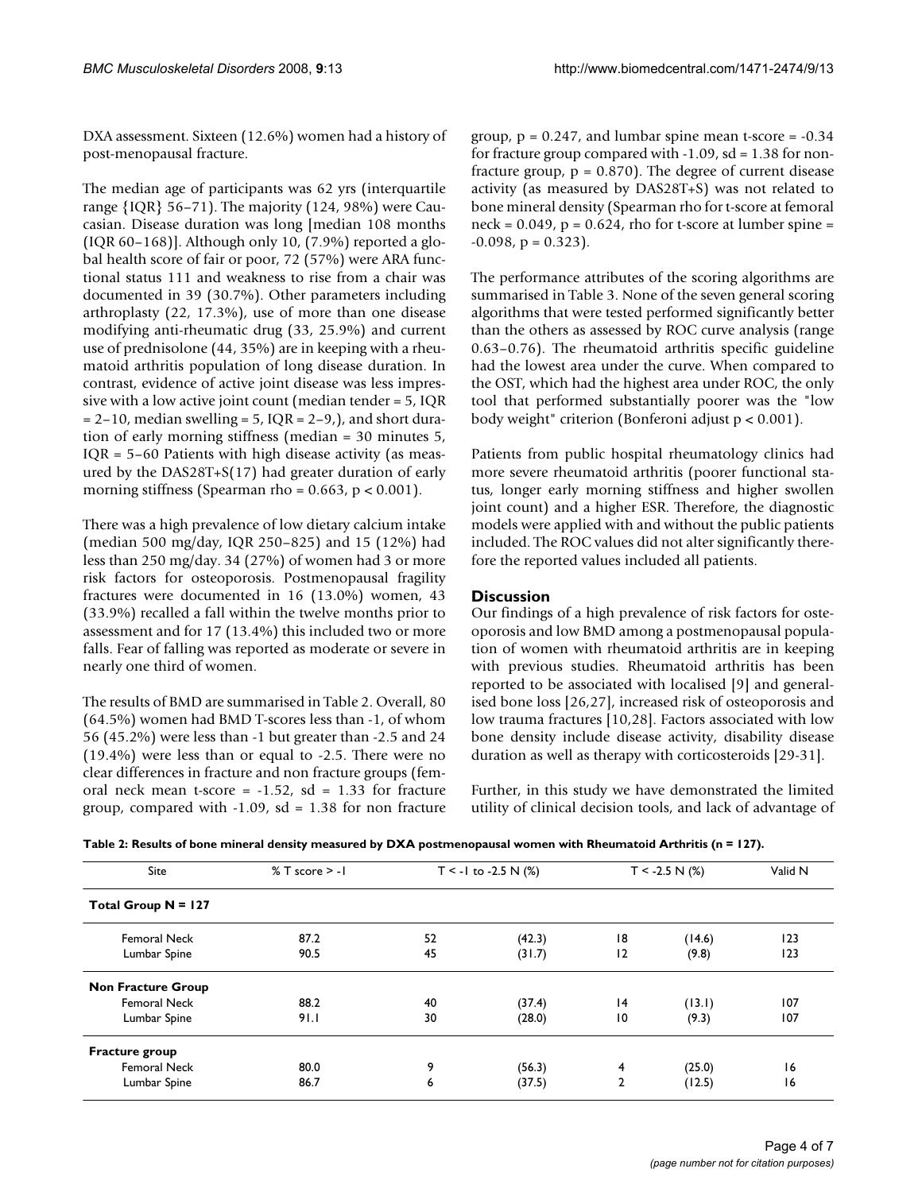DXA assessment. Sixteen (12.6%) women had a history of post-menopausal fracture.

The median age of participants was 62 yrs (interquartile range {IQR} 56–71). The majority (124, 98%) were Caucasian. Disease duration was long [median 108 months (IQR 60–168)]. Although only 10, (7.9%) reported a global health score of fair or poor, 72 (57%) were ARA functional status 111 and weakness to rise from a chair was documented in 39 (30.7%). Other parameters including arthroplasty (22, 17.3%), use of more than one disease modifying anti-rheumatic drug (33, 25.9%) and current use of prednisolone (44, 35%) are in keeping with a rheumatoid arthritis population of long disease duration. In contrast, evidence of active joint disease was less impressive with a low active joint count (median tender = 5, IQR = 2–10, median swelling = 5, IQR = 2–9,), and short duration of early morning stiffness (median = 30 minutes 5, IQR = 5–60 Patients with high disease activity (as measured by the DAS28T+S(17) had greater duration of early morning stiffness (Spearman rho = 0.663, $p < 0.001$).

There was a high prevalence of low dietary calcium intake (median 500 mg/day, IQR 250–825) and 15 (12%) had less than 250 mg/day. 34 (27%) of women had 3 or more risk factors for osteoporosis. Postmenopausal fragility fractures were documented in 16 (13.0%) women, 43 (33.9%) recalled a fall within the twelve months prior to assessment and for 17 (13.4%) this included two or more falls. Fear of falling was reported as moderate or severe in nearly one third of women.

The results of BMD are summarised in Table 2. Overall, 80 (64.5%) women had BMD T-scores less than -1, of whom 56 (45.2%) were less than -1 but greater than -2.5 and 24 (19.4%) were less than or equal to -2.5. There were no clear differences in fracture and non fracture groups (femoral neck mean t-score = -1.52, sd = 1.33 for fracture group, compared with -1.09, sd = 1.38 for non fracture group, $p = 0.247$, and lumbar spine mean t-score = -0.34 for fracture group compared with -1.09, sd = 1.38 for non-fracture group, $p = 0.870$). The degree of current disease activity (as measured by DAS28T+S) was not related to bone mineral density (Spearman rho for t-score at femoral neck = 0.049, $p = 0.624$, rho for t-score at lumber spine = -0.098, $p = 0.323$).

The performance attributes of the scoring algorithms are summarised in Table 3. None of the seven general scoring algorithms that were tested performed significantly better than the others as assessed by ROC curve analysis (range 0.63–0.76). The rheumatoid arthritis specific guideline had the lowest area under the curve. When compared to the OST, which had the highest area under ROC, the only tool that performed substantially poorer was the "low body weight" criterion (Bonferoni adjust $p < 0.001$).

Patients from public hospital rheumatology clinics had more severe rheumatoid arthritis (poorer functional status, longer early morning stiffness and higher swollen joint count) and a higher ESR. Therefore, the diagnostic models were applied with and without the public patients included. The ROC values did not alter significantly therefore the reported values included all patients.

## Discussion

Our findings of a high prevalence of risk factors for osteoporosis and low BMD among a postmenopausal population of women with rheumatoid arthritis are in keeping with previous studies. Rheumatoid arthritis has been reported to be associated with localised [9] and generalised bone loss [26,27], increased risk of osteoporosis and low trauma fractures [10,28]. Factors associated with low bone density include disease activity, disability disease duration as well as therapy with corticosteroids [29-31].

Further, in this study we have demonstrated the limited utility of clinical decision tools, and lack of advantage of

**Table 2: Results of bone mineral density measured by DXA postmenopausal women with Rheumatoid Arthritis (n = 127).**

| Site | % T score > -1 | T < -1 to -2.5 N (%) | | T < -2.5 N (%) | | Valid N |
|---|---|---|---|---|---|---|
| **Total Group N = 127** | | | | | | |
| Femoral Neck | 87.2 | 52 | (42.3) | 18 | (14.6) | 123 |
| Lumbar Spine | 90.5 | 45 | (31.7) | 12 | (9.8) | 123 |
| **Non Fracture Group** | | | | | | |
| Femoral Neck | 88.2 | 40 | (37.4) | 14 | (13.1) | 107 |
| Lumbar Spine | 91.1 | 30 | (28.0) | 10 | (9.3) | 107 |
| **Fracture group** | | | | | | |
| Femoral Neck | 80.0 | 9 | (56.3) | 4 | (25.0) | 16 |
| Lumbar Spine | 86.7 | 6 | (37.5) | 2 | (12.5) | 16 |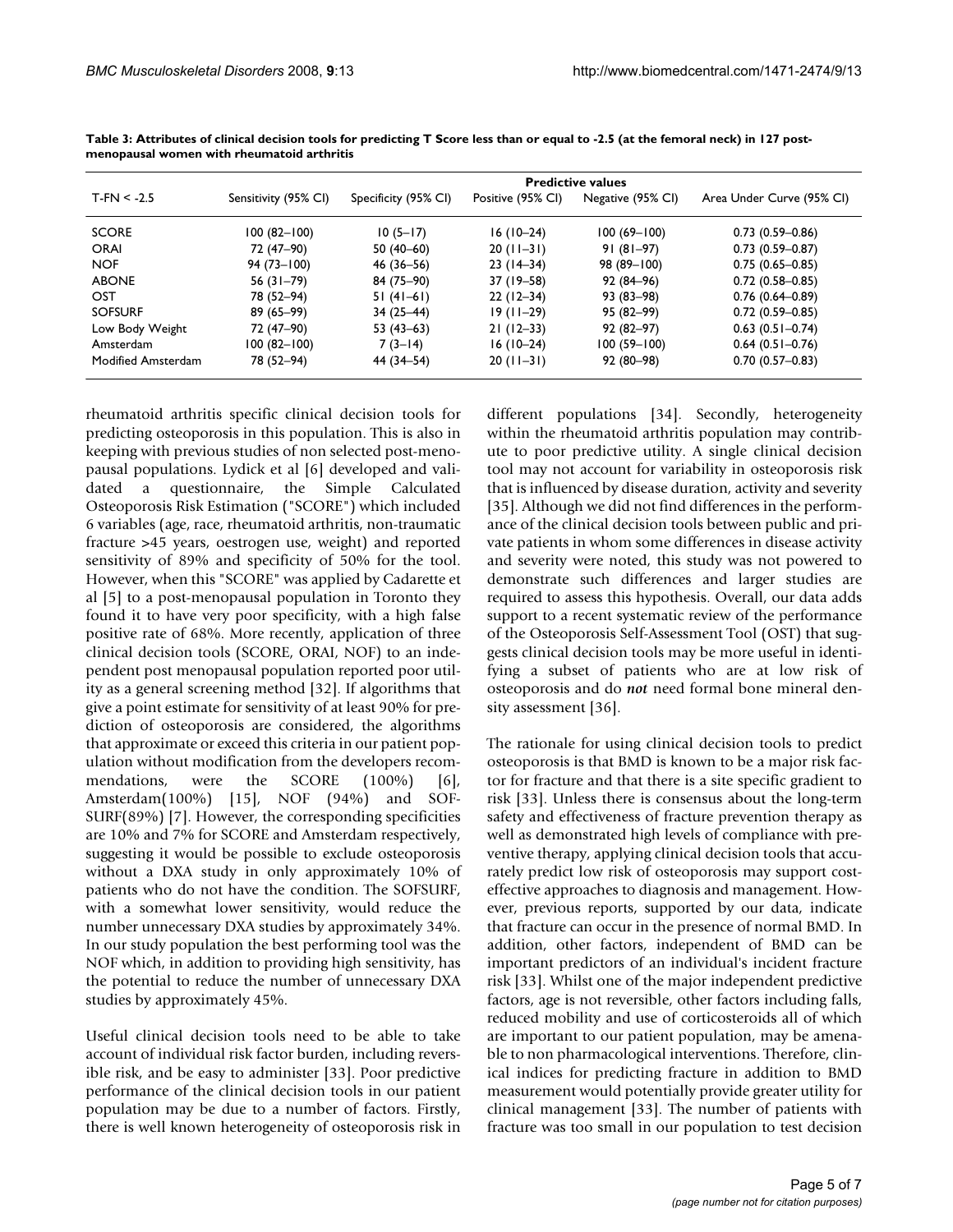**Table 3: Attributes of clinical decision tools for predicting T Score less than or equal to -2.5 (at the femoral neck) in 127 post-menopausal women with rheumatoid arthritis**

| | | | Predictive values | | |
|---|---|---|---|---|---|
| T-FN < -2.5 | Sensitivity (95% CI) | Specificity (95% CI) | Positive (95% CI) | Negative (95% CI) | Area Under Curve (95% CI) |
| SCORE | 100 (82–100) | 10 (5–17) | 16 (10–24) | 100 (69–100) | 0.73 (0.59–0.86) |
| ORAI | 72 (47–90) | 50 (40–60) | 20 (11–31) | 91 (81–97) | 0.73 (0.59–0.87) |
| NOF | 94 (73–100) | 46 (36–56) | 23 (14–34) | 98 (89–100) | 0.75 (0.65–0.85) |
| ABONE | 56 (31–79) | 84 (75–90) | 37 (19–58) | 92 (84–96) | 0.72 (0.58–0.85) |
| OST | 78 (52–94) | 51 (41–61) | 22 (12–34) | 93 (83–98) | 0.76 (0.64–0.89) |
| SOFSURF | 89 (65–99) | 34 (25–44) | 19 (11–29) | 95 (82–99) | 0.72 (0.59–0.85) |
| Low Body Weight | 72 (47–90) | 53 (43–63) | 21 (12–33) | 92 (82–97) | 0.63 (0.51–0.74) |
| Amsterdam | 100 (82–100) | 7 (3–14) | 16 (10–24) | 100 (59–100) | 0.64 (0.51–0.76) |
| Modified Amsterdam | 78 (52–94) | 44 (34–54) | 20 (11–31) | 92 (80–98) | 0.70 (0.57–0.83) |

rheumatoid arthritis specific clinical decision tools for predicting osteoporosis in this population. This is also in keeping with previous studies of non selected post-menopausal populations. Lydick et al [6] developed and validated a questionnaire, the Simple Calculated Osteoporosis Risk Estimation ("SCORE") which included 6 variables (age, race, rheumatoid arthritis, non-traumatic fracture >45 years, oestrogen use, weight) and reported sensitivity of 89% and specificity of 50% for the tool. However, when this "SCORE" was applied by Cadarette et al [5] to a post-menopausal population in Toronto they found it to have very poor specificity, with a high false positive rate of 68%. More recently, application of three clinical decision tools (SCORE, ORAI, NOF) to an independent post menopausal population reported poor utility as a general screening method [32]. If algorithms that give a point estimate for sensitivity of at least 90% for prediction of osteoporosis are considered, the algorithms that approximate or exceed this criteria in our patient population without modification from the developers recommendations, were the SCORE (100%) [6], Amsterdam(100%) [15], NOF (94%) and SOF-SURF(89%) [7]. However, the corresponding specificities are 10% and 7% for SCORE and Amsterdam respectively, suggesting it would be possible to exclude osteoporosis without a DXA study in only approximately 10% of patients who do not have the condition. The SOFSURF, with a somewhat lower sensitivity, would reduce the number unnecessary DXA studies by approximately 34%. In our study population the best performing tool was the NOF which, in addition to providing high sensitivity, has the potential to reduce the number of unnecessary DXA studies by approximately 45%.

Useful clinical decision tools need to be able to take account of individual risk factor burden, including reversible risk, and be easy to administer [33]. Poor predictive performance of the clinical decision tools in our patient population may be due to a number of factors. Firstly, there is well known heterogeneity of osteoporosis risk in different populations [34]. Secondly, heterogeneity within the rheumatoid arthritis population may contribute to poor predictive utility. A single clinical decision tool may not account for variability in osteoporosis risk that is influenced by disease duration, activity and severity [35]. Although we did not find differences in the performance of the clinical decision tools between public and private patients in whom some differences in disease activity and severity were noted, this study was not powered to demonstrate such differences and larger studies are required to assess this hypothesis. Overall, our data adds support to a recent systematic review of the performance of the Osteoporosis Self-Assessment Tool (OST) that suggests clinical decision tools may be more useful in identifying a subset of patients who are at low risk of osteoporosis and do ***not*** need formal bone mineral density assessment [36].

The rationale for using clinical decision tools to predict osteoporosis is that BMD is known to be a major risk factor for fracture and that there is a site specific gradient to risk [33]. Unless there is consensus about the long-term safety and effectiveness of fracture prevention therapy as well as demonstrated high levels of compliance with preventive therapy, applying clinical decision tools that accurately predict low risk of osteoporosis may support cost-effective approaches to diagnosis and management. However, previous reports, supported by our data, indicate that fracture can occur in the presence of normal BMD. In addition, other factors, independent of BMD can be important predictors of an individual's incident fracture risk [33]. Whilst one of the major independent predictive factors, age is not reversible, other factors including falls, reduced mobility and use of corticosteroids all of which are important to our patient population, may be amenable to non pharmacological interventions. Therefore, clinical indices for predicting fracture in addition to BMD measurement would potentially provide greater utility for clinical management [33]. The number of patients with fracture was too small in our population to test decision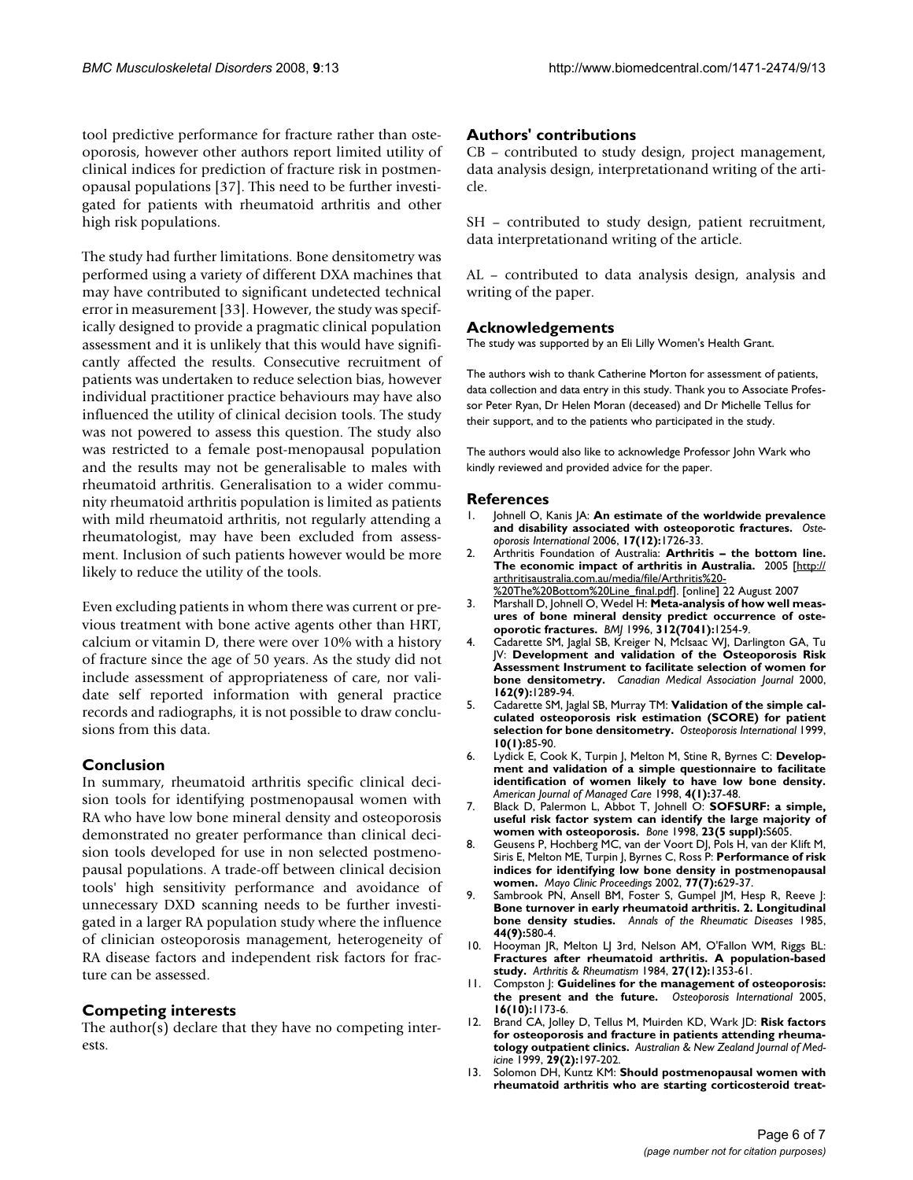tool predictive performance for fracture rather than osteoporosis, however other authors report limited utility of clinical indices for prediction of fracture risk in postmenopausal populations [37]. This need to be further investigated for patients with rheumatoid arthritis and other high risk populations.

The study had further limitations. Bone densitometry was performed using a variety of different DXA machines that may have contributed to significant undetected technical error in measurement [33]. However, the study was specifically designed to provide a pragmatic clinical population assessment and it is unlikely that this would have significantly affected the results. Consecutive recruitment of patients was undertaken to reduce selection bias, however individual practitioner practice behaviours may have also influenced the utility of clinical decision tools. The study was not powered to assess this question. The study also was restricted to a female post-menopausal population and the results may not be generalisable to males with rheumatoid arthritis. Generalisation to a wider community rheumatoid arthritis population is limited as patients with mild rheumatoid arthritis, not regularly attending a rheumatologist, may have been excluded from assessment. Inclusion of such patients however would be more likely to reduce the utility of the tools.

Even excluding patients in whom there was current or previous treatment with bone active agents other than HRT, calcium or vitamin D, there were over 10% with a history of fracture since the age of 50 years. As the study did not include assessment of appropriateness of care, nor validate self reported information with general practice records and radiographs, it is not possible to draw conclusions from this data.

## Conclusion

In summary, rheumatoid arthritis specific clinical decision tools for identifying postmenopausal women with RA who have low bone mineral density and osteoporosis demonstrated no greater performance than clinical decision tools developed for use in non selected postmenopausal populations. A trade-off between clinical decision tools' high sensitivity performance and avoidance of unnecessary DXD scanning needs to be further investigated in a larger RA population study where the influence of clinician osteoporosis management, heterogeneity of RA disease factors and independent risk factors for fracture can be assessed.

## Competing interests

The author(s) declare that they have no competing interests.

## Authors' contributions

CB – contributed to study design, project management, data analysis design, interpretationand writing of the article.

SH – contributed to study design, patient recruitment, data interpretationand writing of the article.

AL – contributed to data analysis design, analysis and writing of the paper.

## Acknowledgements

The study was supported by an Eli Lilly Women's Health Grant.

The authors wish to thank Catherine Morton for assessment of patients, data collection and data entry in this study. Thank you to Associate Professor Peter Ryan, Dr Helen Moran (deceased) and Dr Michelle Tellus for their support, and to the patients who participated in the study.

The authors would also like to acknowledge Professor John Wark who kindly reviewed and provided advice for the paper.

## References

1. Johnell O, Kanis JA: **An estimate of the worldwide prevalence and disability associated with osteoporotic fractures.** *Osteoporosis International* 2006, **17(12):**1726-33.
2. Arthritis Foundation of Australia: **Arthritis – the bottom line. The economic impact of arthritis in Australia.** 2005 [http://arthritisaustralia.com.au/media/file/Arthritis%20-%20The%20Bottom%20Line_final.pdf]. [online] 22 August 2007
3. Marshall D, Johnell O, Wedel H: **Meta-analysis of how well measures of bone mineral density predict occurrence of osteoporotic fractures.** *BMJ* 1996, **312(7041):**1254-9.
4. Cadarette SM, Jaglal SB, Kreiger N, McIsaac WJ, Darlington GA, Tu JV: **Development and validation of the Osteoporosis Risk Assessment Instrument to facilitate selection of women for bone densitometry.** *Canadian Medical Association Journal* 2000, **162(9):**1289-94.
5. Cadarette SM, Jaglal SB, Murray TM: **Validation of the simple calculated osteoporosis risk estimation (SCORE) for patient selection for bone densitometry.** *Osteoporosis International* 1999, **10(1):**85-90.
6. Lydick E, Cook K, Turpin J, Melton M, Stine R, Byrnes C: **Development and validation of a simple questionnaire to facilitate identification of women likely to have low bone density.** *American Journal of Managed Care* 1998, **4(1):**37-48.
7. Black D, Palermon L, Abbot T, Johnell O: **SOFSURF: a simple, useful risk factor system can identify the large majority of women with osteoporosis.** *Bone* 1998, **23(5 suppl):**S605.
8. Geusens P, Hochberg MC, van der Voort DJ, Pols H, van der Klift M, Siris E, Melton ME, Turpin J, Byrnes C, Ross P: **Performance of risk indices for identifying low bone density in postmenopausal women.** *Mayo Clinic Proceedings* 2002, **77(7):**629-37.
9. Sambrook PN, Ansell BM, Foster S, Gumpel JM, Hesp R, Reeve J: **Bone turnover in early rheumatoid arthritis. 2. Longitudinal bone density studies.** *Annals of the Rheumatic Diseases* 1985, **44(9):**580-4.
10. Hooyman JR, Melton LJ 3rd, Nelson AM, O'Fallon WM, Riggs BL: **Fractures after rheumatoid arthritis. A population-based study.** *Arthritis & Rheumatism* 1984, **27(12):**1353-61.
11. Compston J: **Guidelines for the management of osteoporosis: the present and the future.** *Osteoporosis International* 2005, **16(10):**1173-6.
12. Brand CA, Jolley D, Tellus M, Muirden KD, Wark JD: **Risk factors for osteoporosis and fracture in patients attending rheumatology outpatient clinics.** *Australian & New Zealand Journal of Medicine* 1999, **29(2):**197-202.
13. Solomon DH, Kuntz KM: **Should postmenopausal women with rheumatoid arthritis who are starting corticosteroid treat-**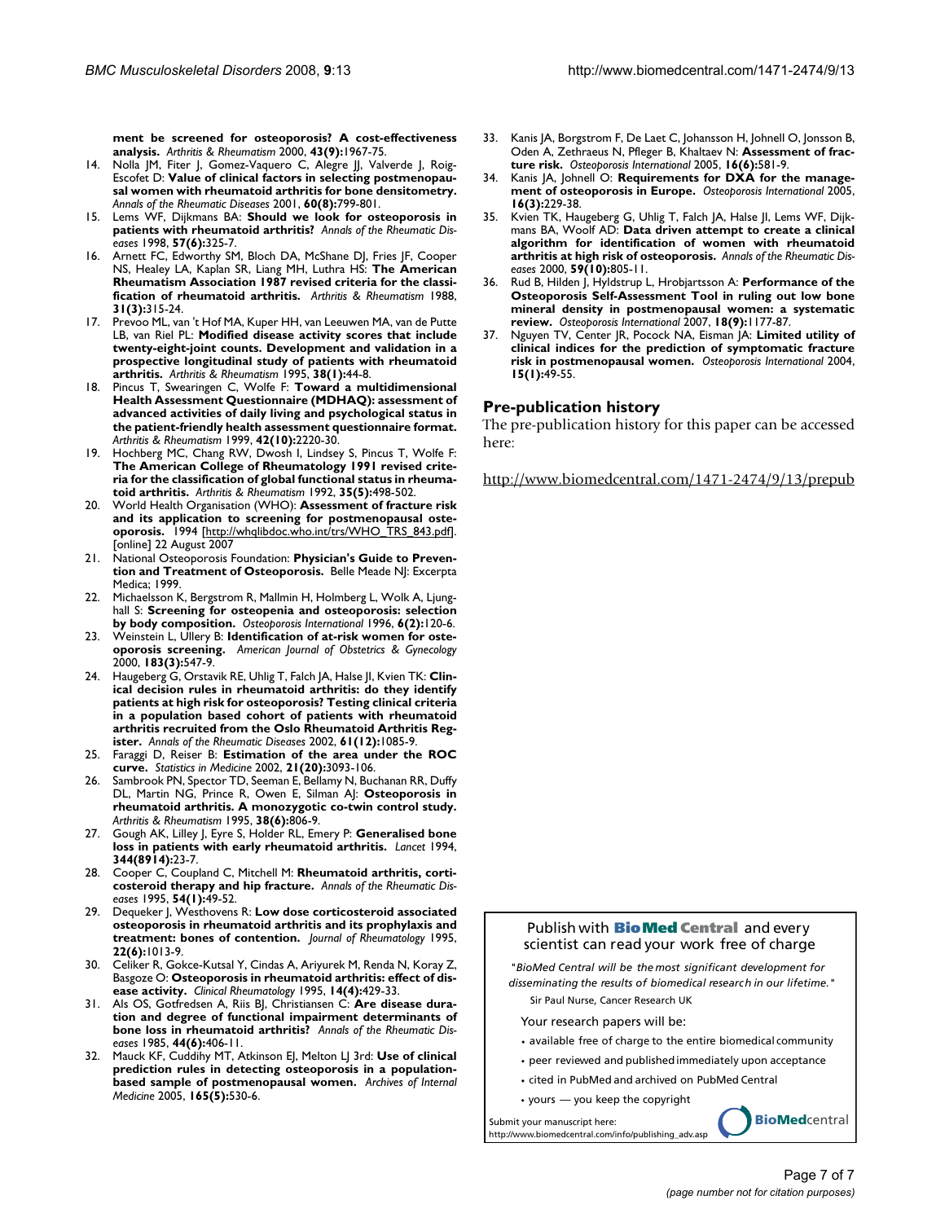ment be screened for osteoporosis? A cost-effectiveness analysis. *Arthritis & Rheumatism* 2000, **43(9):**1967-75.

14. Nolla JM, Fiter J, Gomez-Vaquero C, Alegre JJ, Valverde J, Roig-Escofet D: **Value of clinical factors in selecting postmenopausal women with rheumatoid arthritis for bone densitometry.** *Annals of the Rheumatic Diseases* 2001, **60(8):**799-801.
15. Lems WF, Dijkmans BA: **Should we look for osteoporosis in patients with rheumatoid arthritis?** *Annals of the Rheumatic Diseases* 1998, **57(6):**325-7.
16. Arnett FC, Edworthy SM, Bloch DA, McShane DJ, Fries JF, Cooper NS, Healey LA, Kaplan SR, Liang MH, Luthra HS: **The American Rheumatism Association 1987 revised criteria for the classification of rheumatoid arthritis.** *Arthritis & Rheumatism* 1988, **31(3):**315-24.
17. Prevoo ML, van 't Hof MA, Kuper HH, van Leeuwen MA, van de Putte LB, van Riel PL: **Modified disease activity scores that include twenty-eight-joint counts. Development and validation in a prospective longitudinal study of patients with rheumatoid arthritis.** *Arthritis & Rheumatism* 1995, **38(1):**44-8.
18. Pincus T, Swearingen C, Wolfe F: **Toward a multidimensional Health Assessment Questionnaire (MDHAQ): assessment of advanced activities of daily living and psychological status in the patient-friendly health assessment questionnaire format.** *Arthritis & Rheumatism* 1999, **42(10):**2220-30.
19. Hochberg MC, Chang RW, Dwosh I, Lindsey S, Pincus T, Wolfe F: **The American College of Rheumatology 1991 revised criteria for the classification of global functional status in rheumatoid arthritis.** *Arthritis & Rheumatism* 1992, **35(5):**498-502.
20. World Health Organisation (WHO): **Assessment of fracture risk and its application to screening for postmenopausal osteoporosis.** 1994 [http://whqlibdoc.who.int/trs/WHO_TRS_843.pdf]. [online] 22 August 2007
21. National Osteoporosis Foundation: **Physician's Guide to Prevention and Treatment of Osteoporosis.** Belle Meade NJ: Excerpta Medica; 1999.
22. Michaelsson K, Bergstrom R, Mallmin H, Holmberg L, Wolk A, Ljunghall S: **Screening for osteopenia and osteoporosis: selection by body composition.** *Osteoporosis International* 1996, **6(2):**120-6.
23. Weinstein L, Ullery B: **Identification of at-risk women for osteoporosis screening.** *American Journal of Obstetrics & Gynecology* 2000, **183(3):**547-9.
24. Haugeberg G, Orstavik RE, Uhlig T, Falch JA, Halse JI, Kvien TK: **Clinical decision rules in rheumatoid arthritis: do they identify patients at high risk for osteoporosis? Testing clinical criteria in a population based cohort of patients with rheumatoid arthritis recruited from the Oslo Rheumatoid Arthritis Register.** *Annals of the Rheumatic Diseases* 2002, **61(12):**1085-9.
25. Faraggi D, Reiser B: **Estimation of the area under the ROC curve.** *Statistics in Medicine* 2002, **21(20):**3093-106.
26. Sambrook PN, Spector TD, Seeman E, Bellamy N, Buchanan RR, Duffy DL, Martin NG, Prince R, Owen E, Silman AJ: **Osteoporosis in rheumatoid arthritis. A monozygotic co-twin control study.** *Arthritis & Rheumatism* 1995, **38(6):**806-9.
27. Gough AK, Lilley J, Eyre S, Holder RL, Emery P: **Generalised bone loss in patients with early rheumatoid arthritis.** *Lancet* 1994, **344(8914):**23-7.
28. Cooper C, Coupland C, Mitchell M: **Rheumatoid arthritis, corticosteroid therapy and hip fracture.** *Annals of the Rheumatic Diseases* 1995, **54(1):**49-52.
29. Dequeker J, Westhovens R: **Low dose corticosteroid associated osteoporosis in rheumatoid arthritis and its prophylaxis and treatment: bones of contention.** *Journal of Rheumatology* 1995, **22(6):**1013-9.
30. Celiker R, Gokce-Kutsal Y, Cindas A, Ariyurek M, Renda N, Koray Z, Basgoze O: **Osteoporosis in rheumatoid arthritis: effect of disease activity.** *Clinical Rheumatology* 1995, **14(4):**429-33.
31. Als OS, Gotfredsen A, Riis BJ, Christiansen C: **Are disease duration and degree of functional impairment determinants of bone loss in rheumatoid arthritis?** *Annals of the Rheumatic Diseases* 1985, **44(6):**406-11.
32. Mauck KF, Cuddihy MT, Atkinson EJ, Melton LJ 3rd: **Use of clinical prediction rules in detecting osteoporosis in a population-based sample of postmenopausal women.** *Archives of Internal Medicine* 2005, **165(5):**530-6.
33. Kanis JA, Borgstrom F, De Laet C, Johansson H, Johnell O, Jonsson B, Oden A, Zethraeus N, Pfleger B, Khaltaev N: **Assessment of fracture risk.** *Osteoporosis International* 2005, **16(6):**581-9.
34. Kanis JA, Johnell O: **Requirements for DXA for the management of osteoporosis in Europe.** *Osteoporosis International* 2005, **16(3):**229-38.
35. Kvien TK, Haugeberg G, Uhlig T, Falch JA, Halse JI, Lems WF, Dijkmans BA, Woolf AD: **Data driven attempt to create a clinical algorithm for identification of women with rheumatoid arthritis at high risk of osteoporosis.** *Annals of the Rheumatic Diseases* 2000, **59(10):**805-11.
36. Rud B, Hilden J, Hyldstrup L, Hrobjartsson A: **Performance of the Osteoporosis Self-Assessment Tool in ruling out low bone mineral density in postmenopausal women: a systematic review.** *Osteoporosis International* 2007, **18(9):**1177-87.
37. Nguyen TV, Center JR, Pocock NA, Eisman JA: **Limited utility of clinical indices for the prediction of symptomatic fracture risk in postmenopausal women.** *Osteoporosis International* 2004, **15(1):**49-55.

## Pre-publication history

The pre-publication history for this paper can be accessed here:

http://www.biomedcentral.com/1471-2474/9/13/prepub

Publish with **BioMed Central** and every scientist can read your work free of charge

*"BioMed Central will be the most significant development for disseminating the results of biomedical research in our lifetime."*

Sir Paul Nurse, Cancer Research UK

Your research papers will be:

- available free of charge to the entire biomedical community
- peer reviewed and published immediately upon acceptance
- cited in PubMed and archived on PubMed Central
- yours — you keep the copyright

Submit your manuscript here:
http://www.biomedcentral.com/info/publishing_adv.asp

BioMedcentral